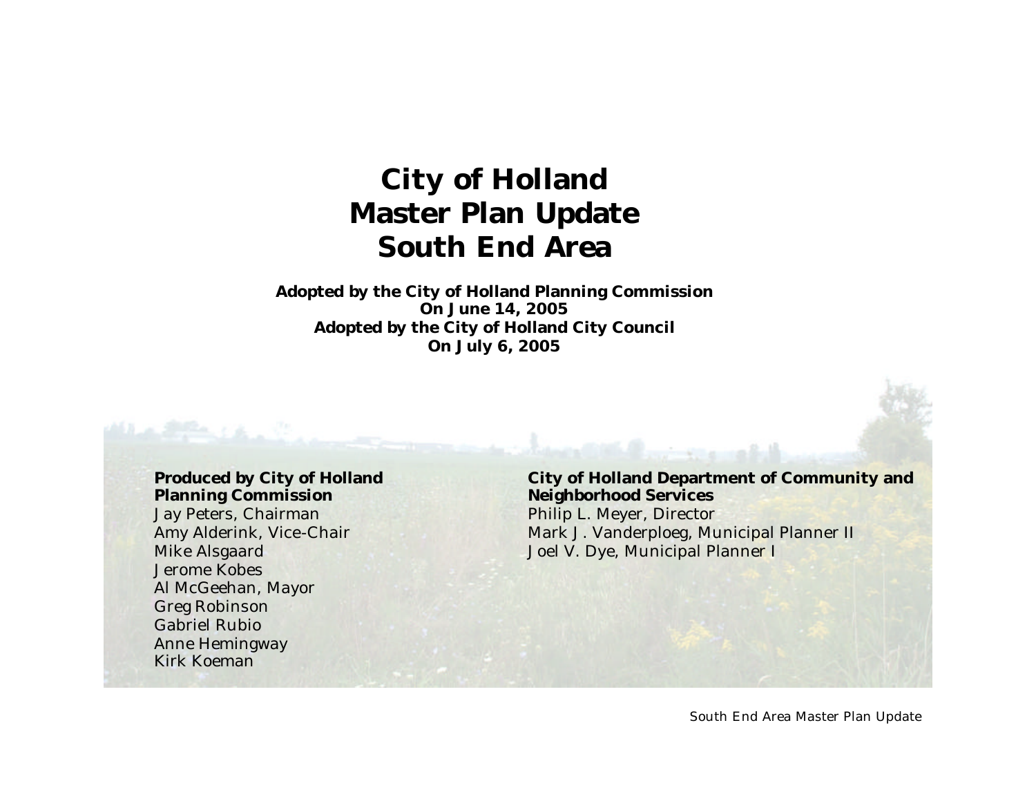# City of Holland
# Master Plan Update
# South End Area

**Adopted by the City of Holland Planning Commission**
**On June 14, 2005**
**Adopted by the City of Holland City Council**
**On July 6, 2005**

**Produced by City of Holland Planning Commission**
Jay Peters, Chairman
Amy Alderink, Vice-Chair
Mike Alsgaard
Jerome Kobes
Al McGeehan, Mayor
Greg Robinson
Gabriel Rubio
Anne Hemingway
Kirk Koeman

**City of Holland Department of Community and Neighborhood Services**
Philip L. Meyer, Director
Mark J. Vanderploeg, Municipal Planner II
Joel V. Dye, Municipal Planner I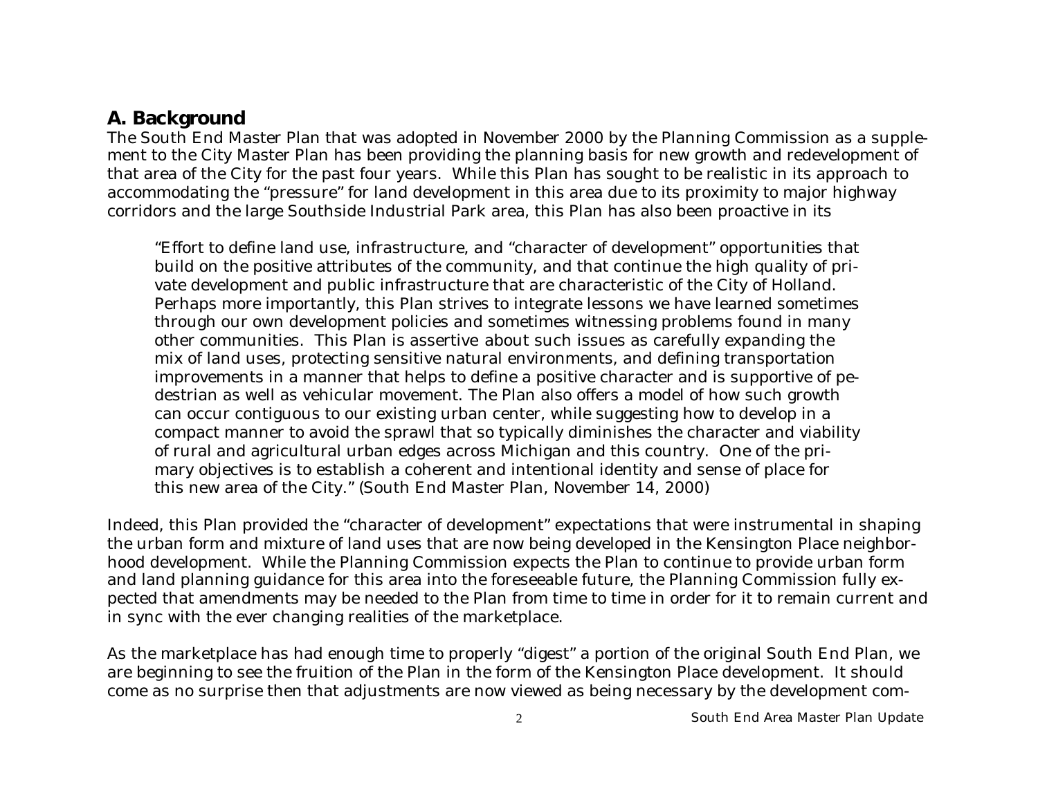## A. Background

The South End Master Plan that was adopted in November 2000 by the Planning Commission as a supplement to the City Master Plan has been providing the planning basis for new growth and redevelopment of that area of the City for the past four years. While this Plan has sought to be realistic in its approach to accommodating the "pressure" for land development in this area due to its proximity to major highway corridors and the large Southside Industrial Park area, this Plan has also been proactive in its

> "Effort to define land use, infrastructure, and "character of development" opportunities that build on the positive attributes of the community, and that continue the high quality of private development and public infrastructure that are characteristic of the City of Holland. Perhaps more importantly, this Plan strives to integrate lessons we have learned sometimes through our own development policies and sometimes witnessing problems found in many other communities. This Plan is assertive about such issues as carefully expanding the mix of land uses, protecting sensitive natural environments, and defining transportation improvements in a manner that helps to define a positive character and is supportive of pedestrian as well as vehicular movement. The Plan also offers a model of how such growth can occur contiguous to our existing urban center, while suggesting how to develop in a compact manner to avoid the sprawl that so typically diminishes the character and viability of rural and agricultural urban edges across Michigan and this country. One of the primary objectives is to establish a coherent and intentional identity and sense of place for this new area of the City." (South End Master Plan, November 14, 2000)

Indeed, this Plan provided the "character of development" expectations that were instrumental in shaping the urban form and mixture of land uses that are now being developed in the Kensington Place neighborhood development. While the Planning Commission expects the Plan to continue to provide urban form and land planning guidance for this area into the foreseeable future, the Planning Commission fully expected that amendments may be needed to the Plan from time to time in order for it to remain current and in sync with the ever changing realities of the marketplace.

As the marketplace has had enough time to properly "digest" a portion of the original South End Plan, we are beginning to see the fruition of the Plan in the form of the Kensington Place development. It should come as no surprise then that adjustments are now viewed as being necessary by the development com-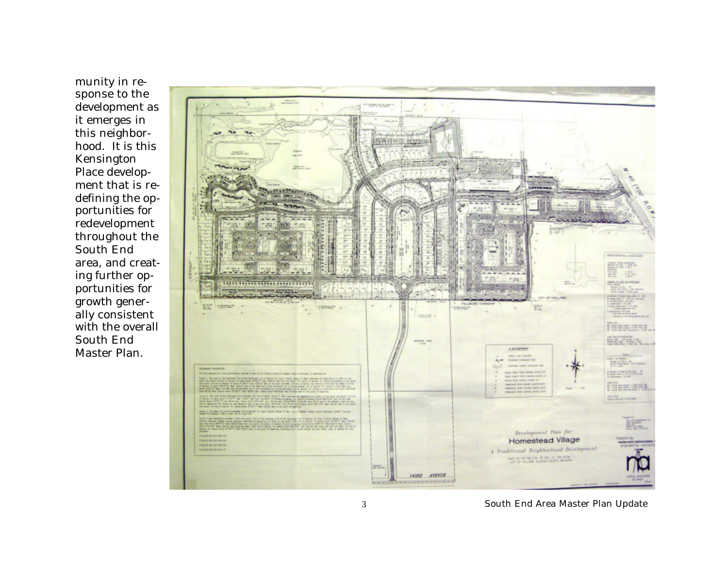munity in response to the development as it emerges in this neighborhood. It is this Kensington Place development that is redefining the opportunities for redevelopment throughout the South End area, and creating further opportunities for growth generally consistent with the overall South End Master Plan.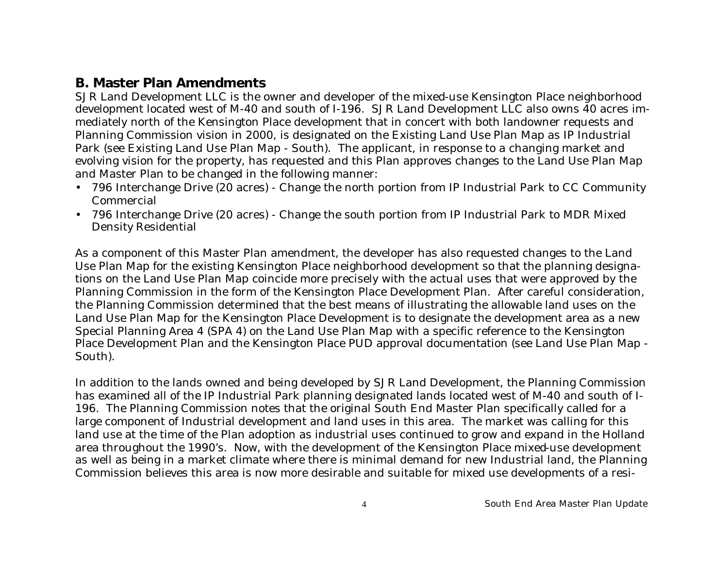## B. Master Plan Amendments

SJR Land Development LLC is the owner and developer of the mixed-use Kensington Place neighborhood development located west of M-40 and south of I-196. SJR Land Development LLC also owns 40 acres immediately north of the Kensington Place development that in concert with both landowner requests and Planning Commission vision in 2000, is designated on the Existing Land Use Plan Map as IP Industrial Park (see Existing Land Use Plan Map - South). The applicant, in response to a changing market and evolving vision for the property, has requested and this Plan approves changes to the Land Use Plan Map and Master Plan to be changed in the following manner:

- 796 Interchange Drive (20 acres) - Change the north portion from IP Industrial Park to CC Community Commercial
- 796 Interchange Drive (20 acres) - Change the south portion from IP Industrial Park to MDR Mixed Density Residential

As a component of this Master Plan amendment, the developer has also requested changes to the Land Use Plan Map for the existing Kensington Place neighborhood development so that the planning designations on the Land Use Plan Map coincide more precisely with the actual uses that were approved by the Planning Commission in the form of the Kensington Place Development Plan. After careful consideration, the Planning Commission determined that the best means of illustrating the allowable land uses on the Land Use Plan Map for the Kensington Place Development is to designate the development area as a new Special Planning Area 4 (SPA 4) on the Land Use Plan Map with a specific reference to the Kensington Place Development Plan and the Kensington Place PUD approval documentation (see Land Use Plan Map - South).

In addition to the lands owned and being developed by SJR Land Development, the Planning Commission has examined all of the IP Industrial Park planning designated lands located west of M-40 and south of I-196. The Planning Commission notes that the original South End Master Plan specifically called for a large component of Industrial development and land uses in this area. The market was calling for this land use at the time of the Plan adoption as industrial uses continued to grow and expand in the Holland area throughout the 1990's. Now, with the development of the Kensington Place mixed-use development as well as being in a market climate where there is minimal demand for new Industrial land, the Planning Commission believes this area is now more desirable and suitable for mixed use developments of a resi-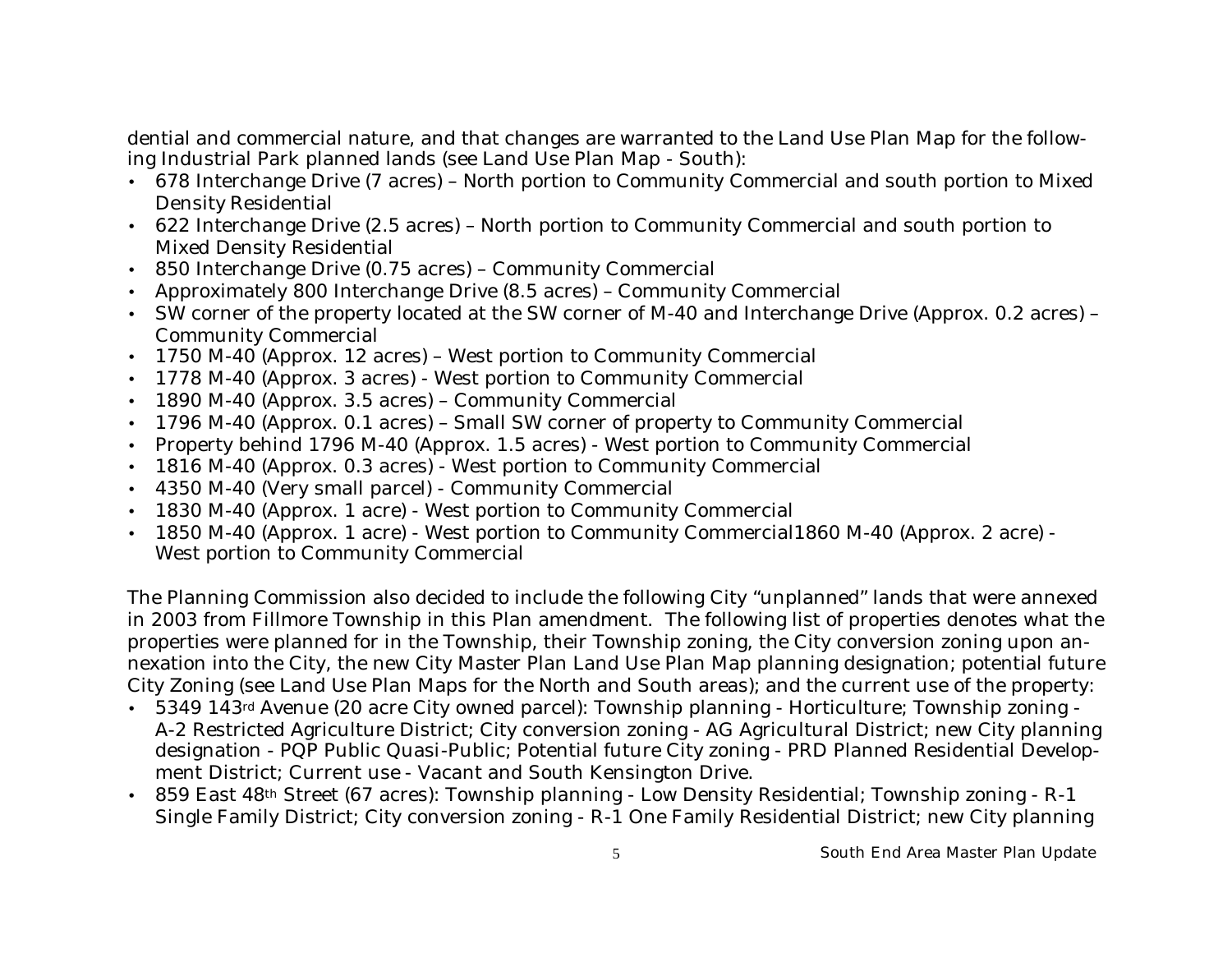dential and commercial nature, and that changes are warranted to the Land Use Plan Map for the following Industrial Park planned lands (see Land Use Plan Map - South):

- 678 Interchange Drive (7 acres) – North portion to Community Commercial and south portion to Mixed Density Residential
- 622 Interchange Drive (2.5 acres) – North portion to Community Commercial and south portion to Mixed Density Residential
- 850 Interchange Drive (0.75 acres) – Community Commercial
- Approximately 800 Interchange Drive (8.5 acres) – Community Commercial
- SW corner of the property located at the SW corner of M-40 and Interchange Drive (Approx. 0.2 acres) – Community Commercial
- 1750 M-40 (Approx. 12 acres) – West portion to Community Commercial
- 1778 M-40 (Approx. 3 acres) - West portion to Community Commercial
- 1890 M-40 (Approx. 3.5 acres) – Community Commercial
- 1796 M-40 (Approx. 0.1 acres) – Small SW corner of property to Community Commercial
- Property behind 1796 M-40 (Approx. 1.5 acres) - West portion to Community Commercial
- 1816 M-40 (Approx. 0.3 acres) - West portion to Community Commercial
- 4350 M-40 (Very small parcel) - Community Commercial
- 1830 M-40 (Approx. 1 acre) - West portion to Community Commercial
- 1850 M-40 (Approx. 1 acre) - West portion to Community Commercial1860 M-40 (Approx. 2 acre) - West portion to Community Commercial

The Planning Commission also decided to include the following City "unplanned" lands that were annexed in 2003 from Fillmore Township in this Plan amendment. The following list of properties denotes what the properties were planned for in the Township, their Township zoning, the City conversion zoning upon annexation into the City, the new City Master Plan Land Use Plan Map planning designation; potential future City Zoning (see Land Use Plan Maps for the North and South areas); and the current use of the property:

- 5349 143rd Avenue (20 acre City owned parcel): Township planning - Horticulture; Township zoning - A-2 Restricted Agriculture District; City conversion zoning - AG Agricultural District; new City planning designation - PQP Public Quasi-Public; Potential future City zoning - PRD Planned Residential Development District; Current use - Vacant and South Kensington Drive.
- 859 East 48th Street (67 acres): Township planning - Low Density Residential; Township zoning - R-1 Single Family District; City conversion zoning - R-1 One Family Residential District; new City planning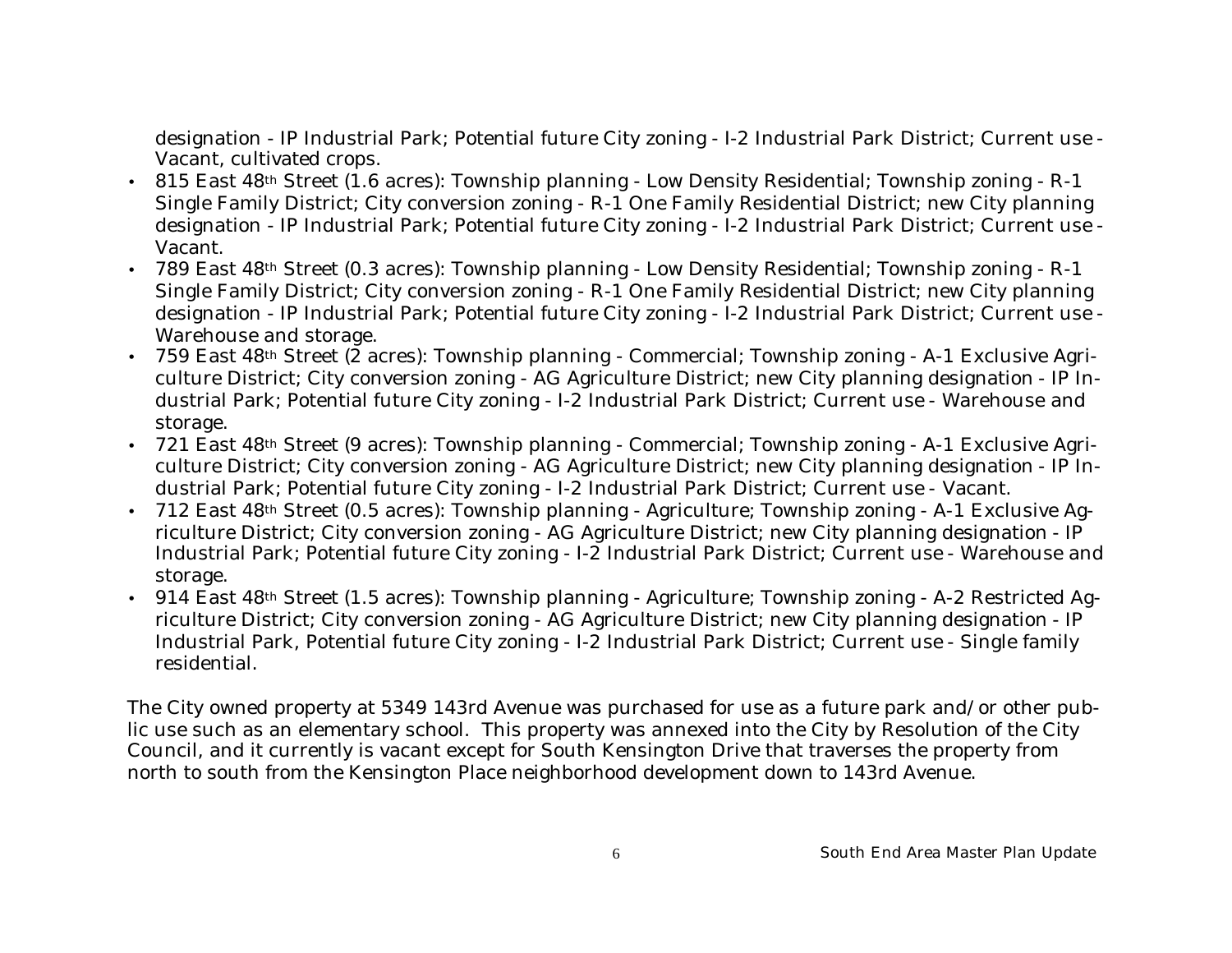designation - IP Industrial Park; Potential future City zoning - I-2 Industrial Park District; Current use - Vacant, cultivated crops.

- 815 East 48th Street (1.6 acres): Township planning - Low Density Residential; Township zoning - R-1 Single Family District; City conversion zoning - R-1 One Family Residential District; new City planning designation - IP Industrial Park; Potential future City zoning - I-2 Industrial Park District; Current use - Vacant.
- 789 East 48th Street (0.3 acres): Township planning - Low Density Residential; Township zoning - R-1 Single Family District; City conversion zoning - R-1 One Family Residential District; new City planning designation - IP Industrial Park; Potential future City zoning - I-2 Industrial Park District; Current use - Warehouse and storage.
- 759 East 48th Street (2 acres): Township planning - Commercial; Township zoning - A-1 Exclusive Agriculture District; City conversion zoning - AG Agriculture District; new City planning designation - IP Industrial Park; Potential future City zoning - I-2 Industrial Park District; Current use - Warehouse and storage.
- 721 East 48th Street (9 acres): Township planning - Commercial; Township zoning - A-1 Exclusive Agriculture District; City conversion zoning - AG Agriculture District; new City planning designation - IP Industrial Park; Potential future City zoning - I-2 Industrial Park District; Current use - Vacant.
- 712 East 48th Street (0.5 acres): Township planning - Agriculture; Township zoning - A-1 Exclusive Agriculture District; City conversion zoning - AG Agriculture District; new City planning designation - IP Industrial Park; Potential future City zoning - I-2 Industrial Park District; Current use - Warehouse and storage.
- 914 East 48th Street (1.5 acres): Township planning - Agriculture; Township zoning - A-2 Restricted Agriculture District; City conversion zoning - AG Agriculture District; new City planning designation - IP Industrial Park, Potential future City zoning - I-2 Industrial Park District; Current use - Single family residential.

The City owned property at 5349 143rd Avenue was purchased for use as a future park and/or other public use such as an elementary school. This property was annexed into the City by Resolution of the City Council, and it currently is vacant except for South Kensington Drive that traverses the property from north to south from the Kensington Place neighborhood development down to 143rd Avenue.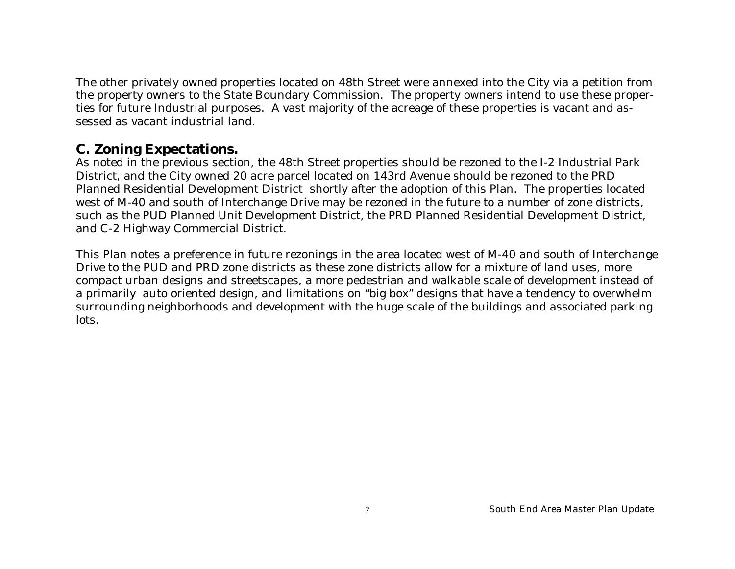The other privately owned properties located on 48th Street were annexed into the City via a petition from the property owners to the State Boundary Commission. The property owners intend to use these properties for future Industrial purposes. A vast majority of the acreage of these properties is vacant and assessed as vacant industrial land.

## C. Zoning Expectations.

As noted in the previous section, the 48th Street properties should be rezoned to the I-2 Industrial Park District, and the City owned 20 acre parcel located on 143rd Avenue should be rezoned to the PRD Planned Residential Development District shortly after the adoption of this Plan. The properties located west of M-40 and south of Interchange Drive may be rezoned in the future to a number of zone districts, such as the PUD Planned Unit Development District, the PRD Planned Residential Development District, and C-2 Highway Commercial District.

This Plan notes a preference in future rezonings in the area located west of M-40 and south of Interchange Drive to the PUD and PRD zone districts as these zone districts allow for a mixture of land uses, more compact urban designs and streetscapes, a more pedestrian and walkable scale of development instead of a primarily auto oriented design, and limitations on "big box" designs that have a tendency to overwhelm surrounding neighborhoods and development with the huge scale of the buildings and associated parking lots.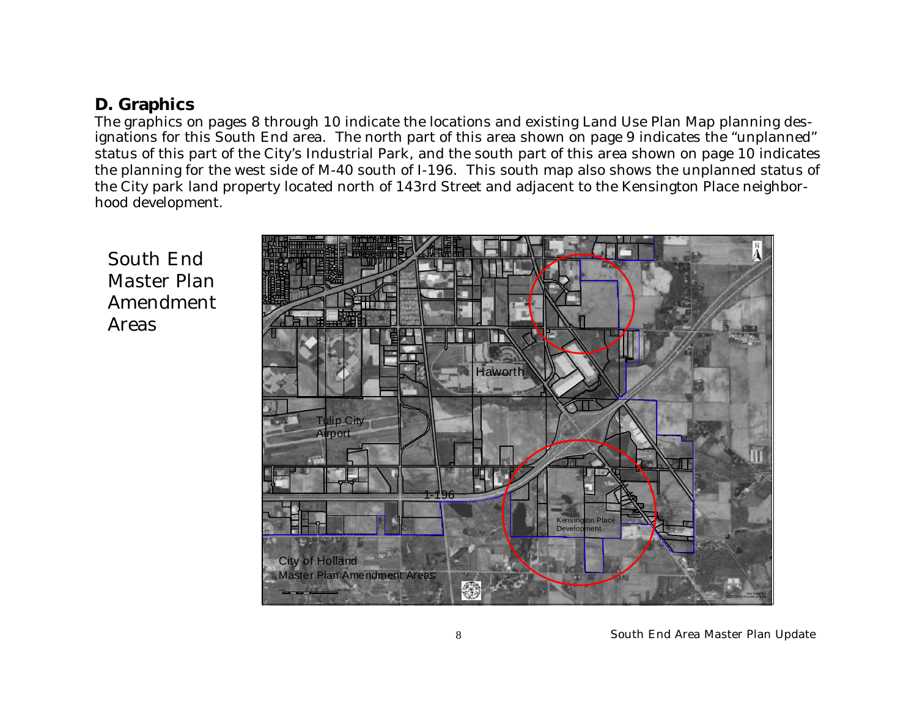## D. Graphics

The graphics on pages 8 through 10 indicate the locations and existing Land Use Plan Map planning designations for this South End area. The north part of this area shown on page 9 indicates the "unplanned" status of this part of the City's Industrial Park, and the south part of this area shown on page 10 indicates the planning for the west side of M-40 south of I-196. This south map also shows the unplanned status of the City park land property located north of 143rd Street and adjacent to the Kensington Place neighborhood development.

South End Master Plan Amendment Areas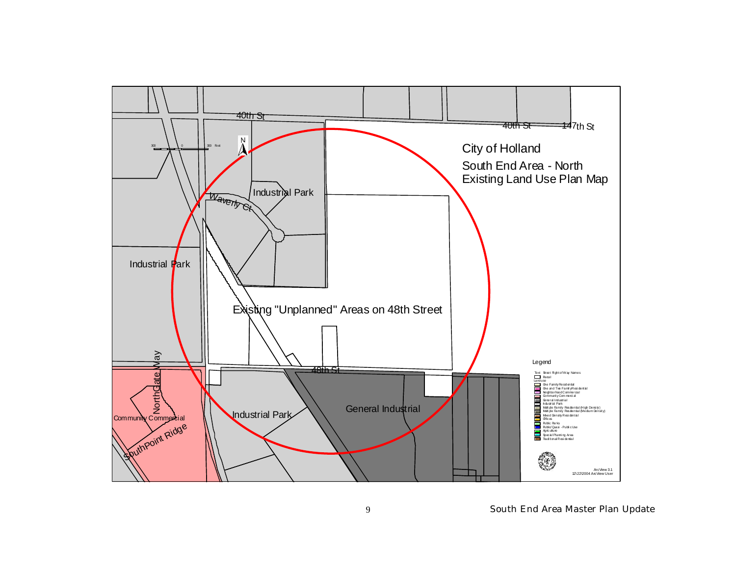City of Holland

South End Area - North

Existing Land Use Plan Map

40th St

40th St

147th St

Waverly Ct

Industrial Park

Industrial Park

Existing "Unplanned" Areas on 48th Street

48th St

NorthGate Way

Community Commercial

SouthPoint Ridge

Industrial Park

General Industrial

Legend

- Text Street Right of Way Names
- Parcel
- Landuse
  - One Family Residential
  - One and Two Family Residential
  - Neighborhood Commercial
  - Community Commercial
  - General Industrial
  - Industrial Park
  - Multiple Family Residential (High Density)
  - Multiple Family Residential (Medium Density)
  - Mixed Density Residential
  - Offices
  - Public Parks
  - Public/Quasi - Public Use
  - Agriculture
  - Special Planning Area
  - Traditional Residential

300 0 300 Feet

N

ArcView 3.1
12\27\2004 ArcView User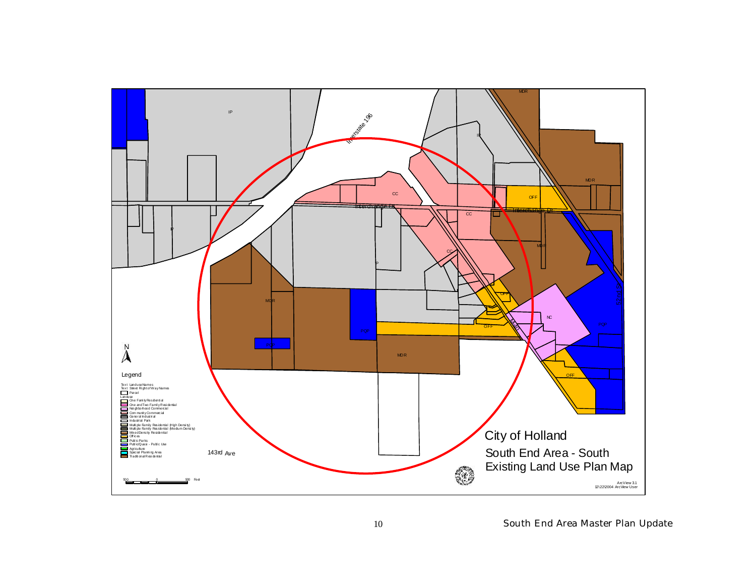IP

Interstate 196

IP

IP

Interchange Dr

CC

CC

Interchange Dr

OFF

MDR

MDR

CC

MDR

IP

MDR

OFF

NC

POP

OFF

POP

POP

MDR

OFF

Legend

Text LanduseNames
Text Street Right of Way Names
Parcel
Landuse
One Family Residential
One and Two Family Residential
Neighborhood Commercial
Community Commercial
General Industrial
Industrial Park
Multiple Family Residential (High Density)
Multiple Family Residential (Medium Density)
Mixed Density Residential
Offices
Public Parks
Public/Quasi - Public Use
Agriculture
Special Planning Area
Traditional Residential

143rd Ave

500 0 500 Feet

# City of Holland

## South End Area - South
## Existing Land Use Plan Map

ArcView 3.1
12\22\2004 ArcView User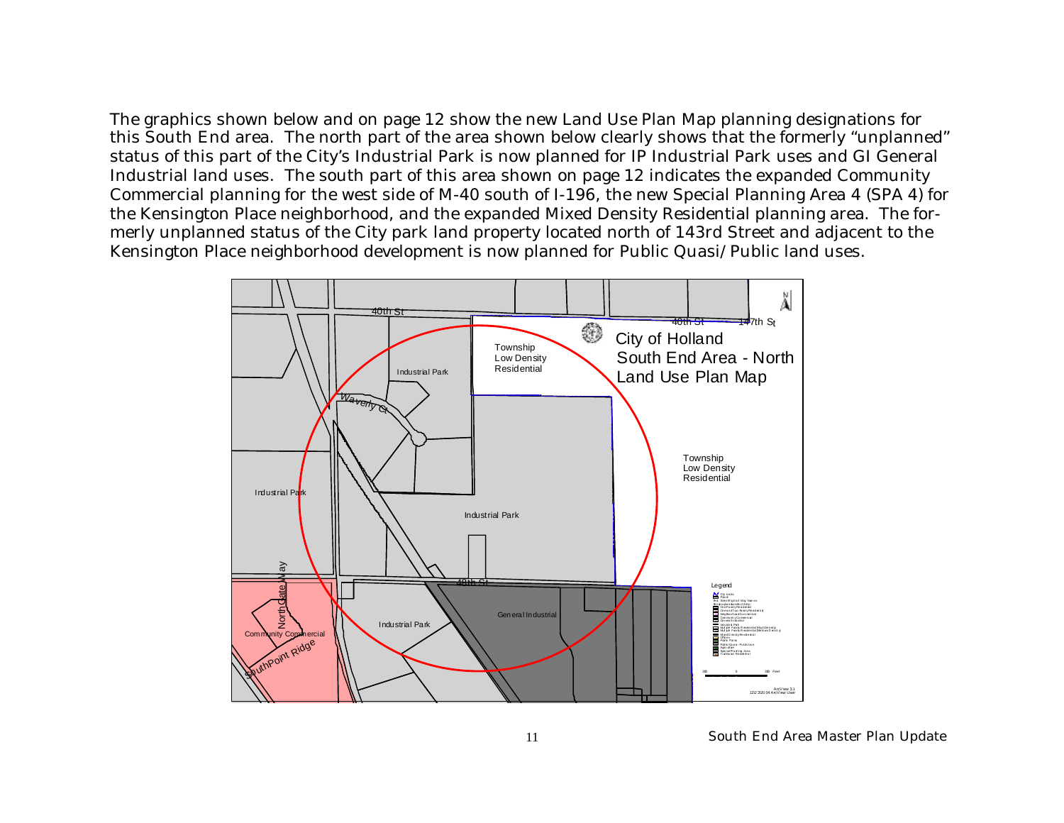The graphics shown below and on page 12 show the new Land Use Plan Map planning designations for this South End area. The north part of the area shown below clearly shows that the formerly “unplanned” status of this part of the City’s Industrial Park is now planned for IP Industrial Park uses and GI General Industrial land uses. The south part of this area shown on page 12 indicates the expanded Community Commercial planning for the west side of M-40 south of I-196, the new Special Planning Area 4 (SPA 4) for the Kensington Place neighborhood, and the expanded Mixed Density Residential planning area. The formerly unplanned status of the City park land property located north of 143rd Street and adjacent to the Kensington Place neighborhood development is now planned for Public Quasi/Public land uses.

City of Holland
South End Area - North
Land Use Plan Map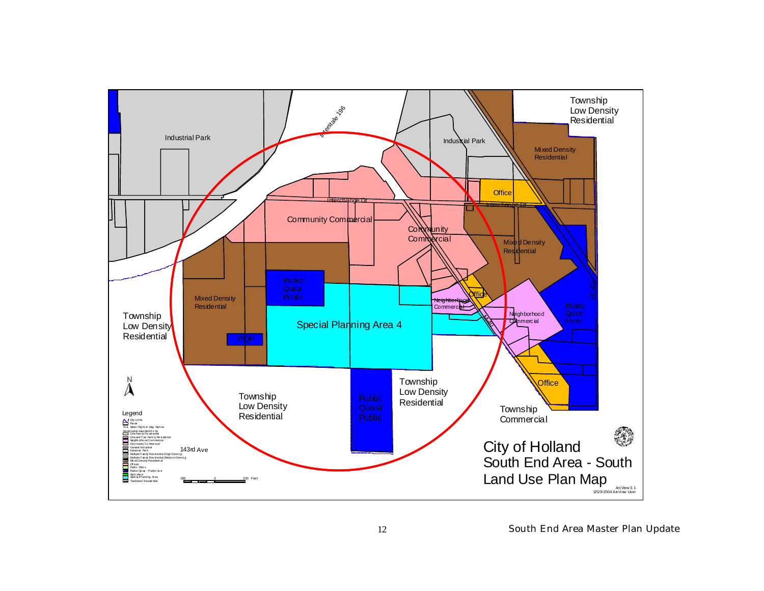# City of Holland
## South End Area - South Land Use Plan Map

Industrial Park

Interstate 196

Industrial Park

Township Low Density Residential

Mixed Density Residential

Office

Interchange Dr

Interchange Dr

Community Commercial

Community Commercial

Mixed Density Residential

Public/ Quasi Public

Mixed Density Residential

Special Planning Area 4

Neighborhood Commercial

Office

Neighborhood Commercial

Public/ Quasi Public

Township Low Density Residential

POP

M-40

US 31

Office

Township Low Density Residential

Township Low Density Residential

Public Quasi/ Public

Township Commercial

143rd Ave

Legend

- City Limits
- Parcel
- Total Street Right of Way Names
- Serviceplan area dec04 shp
- One Family Residential
- One and Two Family Residential
- Neighborhood Commercial
- Community Commercial
- General Industrial
- Industrial Park
- Multiple Family Residential (High Density)
- Multiple Family Residential (Medium Density)
- Mixed Density Residential
- Offices
- Public Parks
- Public/ Quasi - Public Use
- Agriculture
- Special Planning Area
- Traditional Residential

500 0 500 Feet

ArcView 3.1
12\23\2004 ArcView User

South End Area Master Plan Update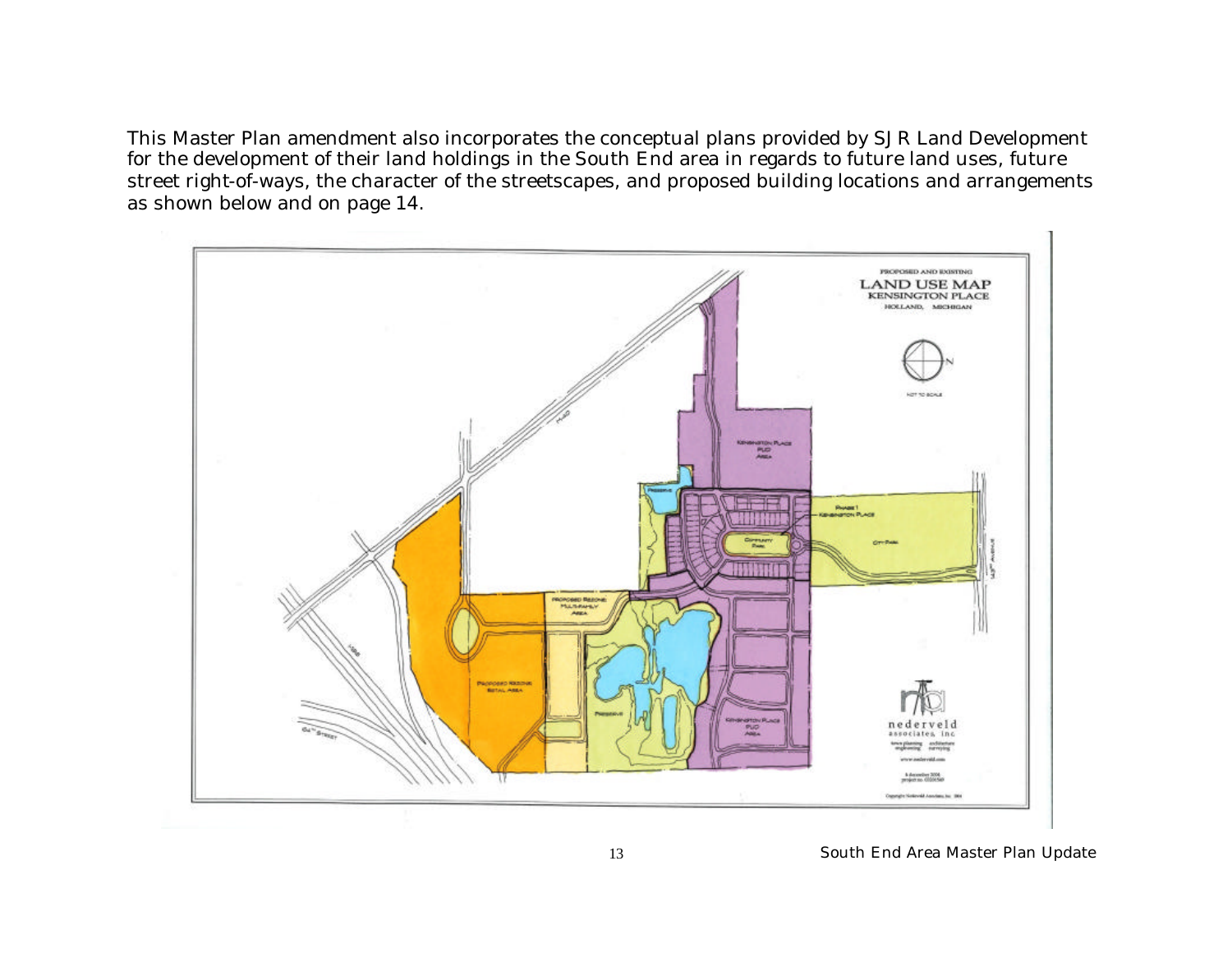This Master Plan amendment also incorporates the conceptual plans provided by SJR Land Development for the development of their land holdings in the South End area in regards to future land uses, future street right-of-ways, the character of the streetscapes, and proposed building locations and arrangements as shown below and on page 14.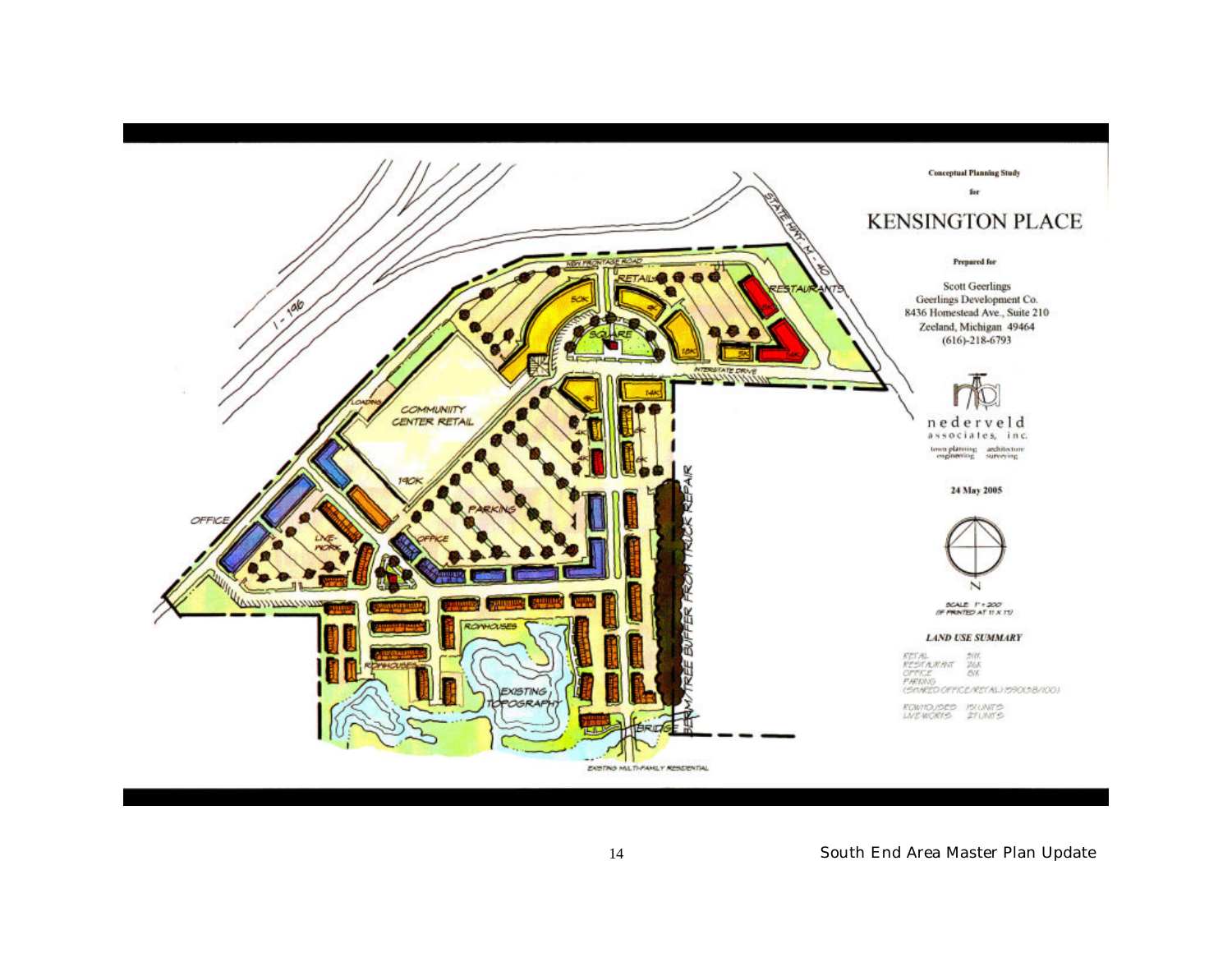Conceptual Planning Study

for

# KENSINGTON PLACE

**Prepared for**

Scott Geerlings
Geerlings Development Co.
8436 Homestead Ave., Suite 210
Zeeland, Michigan 49464
(616)-218-6793

nederveld associates, inc.
town planning · architecture
engineering · surveying

**24 May 2005**

N

SCALE: 1" = 200'
(IF PRINTED AT 11 X 17)

**LAND USE SUMMARY**

| | |
|---|---|
| RETAIL | 51K |
| RESTAURANT | 26K |
| OFFICE | 61K |
| PARKING (SHARED OFFICE/RETAIL) | (590(3.8/100) |
| ROWHOUSES | 151 UNITS |
| LIVE-WORKS | 27 UNITS |

I-196

STATE HWY. M-40

NEW FRONTAGE ROAD

RETAIL

RESTAURANTS

SQUARE

50K

INTERSTATE DRIVE

LOADING

COMMUNITY CENTER RETAIL

190K

PARKING

OFFICE

LIVE-WORK

ROWHOUSES

EXISTING TOPOGRAPHY

BRIDGE

BERM/TREE BUFFER FROM TRUCK REPAIR

EXISTING MULTI-FAMILY RESIDENTIAL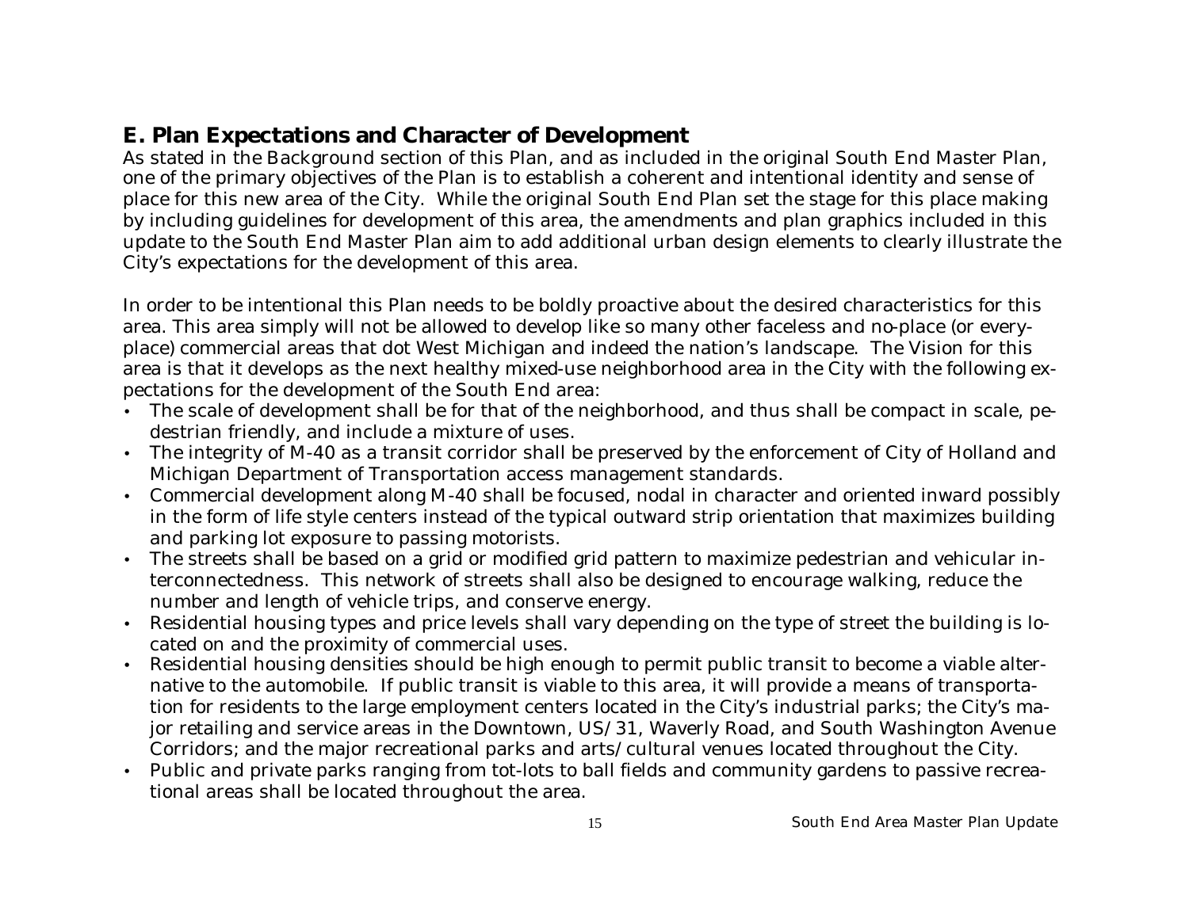## E. Plan Expectations and Character of Development

As stated in the Background section of this Plan, and as included in the original South End Master Plan, one of the primary objectives of the Plan is to establish a coherent and intentional identity and sense of place for this new area of the City. While the original South End Plan set the stage for this place making by including guidelines for development of this area, the amendments and plan graphics included in this update to the South End Master Plan aim to add additional urban design elements to clearly illustrate the City's expectations for the development of this area.

In order to be intentional this Plan needs to be boldly proactive about the desired characteristics for this area. This area simply will not be allowed to develop like so many other faceless and no-place (or every-place) commercial areas that dot West Michigan and indeed the nation's landscape. The Vision for this area is that it develops as the next healthy mixed-use neighborhood area in the City with the following expectations for the development of the South End area:

- The scale of development shall be for that of the neighborhood, and thus shall be compact in scale, pedestrian friendly, and include a mixture of uses.
- The integrity of M-40 as a transit corridor shall be preserved by the enforcement of City of Holland and Michigan Department of Transportation access management standards.
- Commercial development along M-40 shall be focused, nodal in character and oriented inward possibly in the form of life style centers instead of the typical outward strip orientation that maximizes building and parking lot exposure to passing motorists.
- The streets shall be based on a grid or modified grid pattern to maximize pedestrian and vehicular interconnectedness. This network of streets shall also be designed to encourage walking, reduce the number and length of vehicle trips, and conserve energy.
- Residential housing types and price levels shall vary depending on the type of street the building is located on and the proximity of commercial uses.
- Residential housing densities should be high enough to permit public transit to become a viable alternative to the automobile. If public transit is viable to this area, it will provide a means of transportation for residents to the large employment centers located in the City's industrial parks; the City's major retailing and service areas in the Downtown, US/31, Waverly Road, and South Washington Avenue Corridors; and the major recreational parks and arts/cultural venues located throughout the City.
- Public and private parks ranging from tot-lots to ball fields and community gardens to passive recreational areas shall be located throughout the area.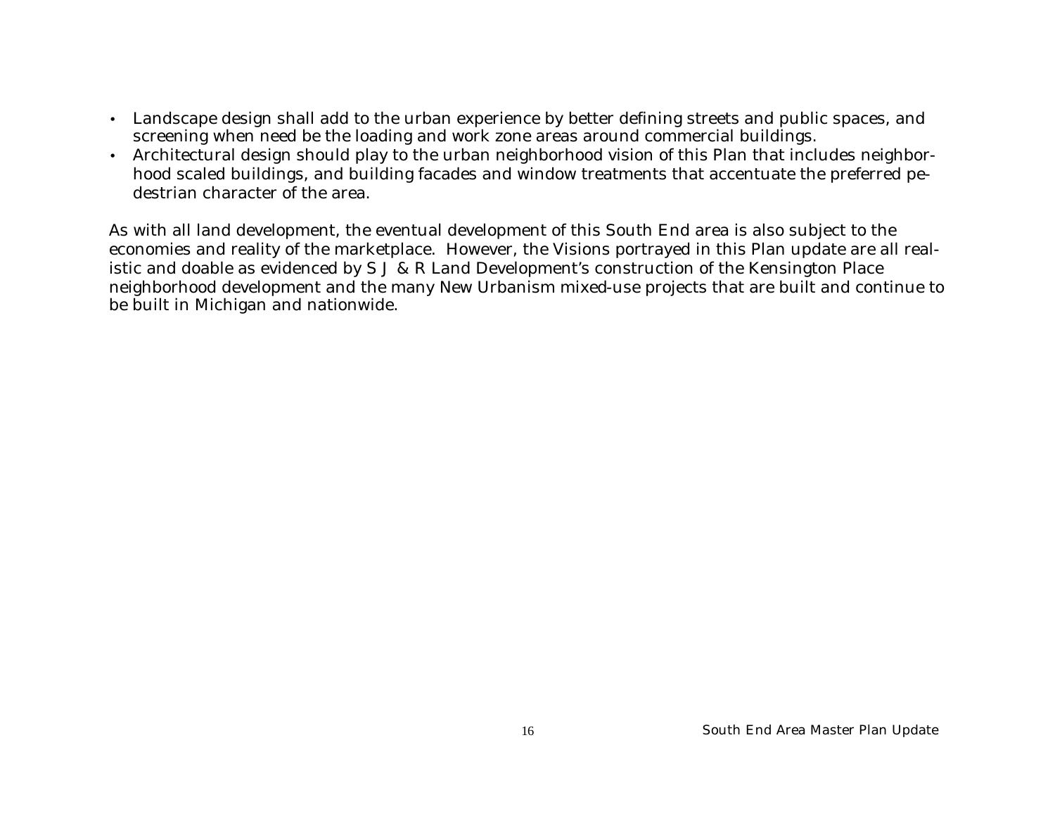- Landscape design shall add to the urban experience by better defining streets and public spaces, and screening when need be the loading and work zone areas around commercial buildings.
- Architectural design should play to the urban neighborhood vision of this Plan that includes neighborhood scaled buildings, and building facades and window treatments that accentuate the preferred pedestrian character of the area.

As with all land development, the eventual development of this South End area is also subject to the economies and reality of the marketplace. However, the Visions portrayed in this Plan update are all realistic and doable as evidenced by S J & R Land Development's construction of the Kensington Place neighborhood development and the many New Urbanism mixed-use projects that are built and continue to be built in Michigan and nationwide.